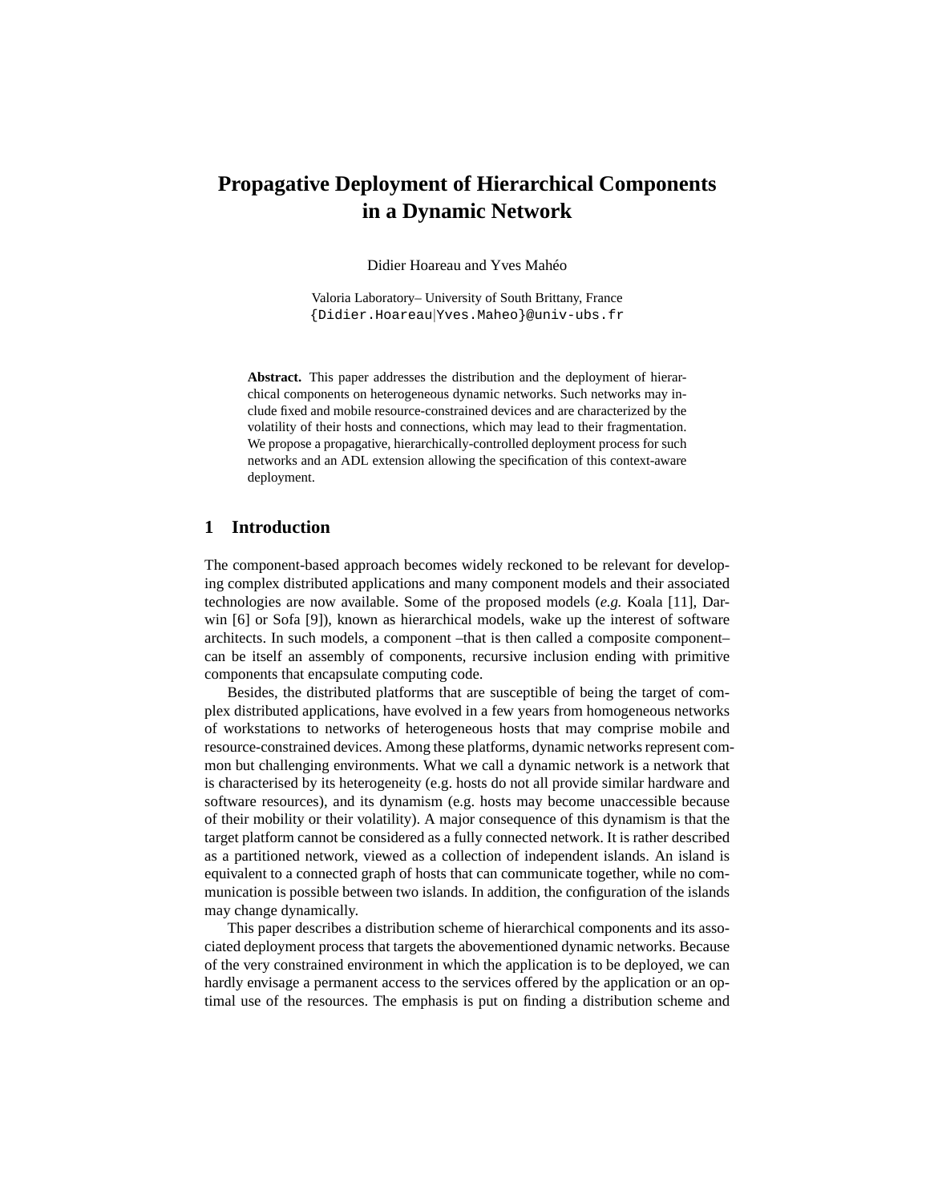# Propagative Deployment of Hierarchical Components in a Dynamic Network

Didier Hoareau and Yves Mahéo

Valoria Laboratory– University of South Brittany, France
{Didier.Hoareau|Yves.Maheo}@univ-ubs.fr

**Abstract.** This paper addresses the distribution and the deployment of hierarchical components on heterogeneous dynamic networks. Such networks may include fixed and mobile resource-constrained devices and are characterized by the volatility of their hosts and connections, which may lead to their fragmentation. We propose a propagative, hierarchically-controlled deployment process for such networks and an ADL extension allowing the specification of this context-aware deployment.

## 1 Introduction

The component-based approach becomes widely reckoned to be relevant for developing complex distributed applications and many component models and their associated technologies are now available. Some of the proposed models (*e.g.* Koala [11], Darwin [6] or Sofa [9]), known as hierarchical models, wake up the interest of software architects. In such models, a component –that is then called a composite component– can be itself an assembly of components, recursive inclusion ending with primitive components that encapsulate computing code.

Besides, the distributed platforms that are susceptible of being the target of complex distributed applications, have evolved in a few years from homogeneous networks of workstations to networks of heterogeneous hosts that may comprise mobile and resource-constrained devices. Among these platforms, dynamic networks represent common but challenging environments. What we call a dynamic network is a network that is characterised by its heterogeneity (e.g. hosts do not all provide similar hardware and software resources), and its dynamism (e.g. hosts may become unaccessible because of their mobility or their volatility). A major consequence of this dynamism is that the target platform cannot be considered as a fully connected network. It is rather described as a partitioned network, viewed as a collection of independent islands. An island is equivalent to a connected graph of hosts that can communicate together, while no communication is possible between two islands. In addition, the configuration of the islands may change dynamically.

This paper describes a distribution scheme of hierarchical components and its associated deployment process that targets the abovementioned dynamic networks. Because of the very constrained environment in which the application is to be deployed, we can hardly envisage a permanent access to the services offered by the application or an optimal use of the resources. The emphasis is put on finding a distribution scheme and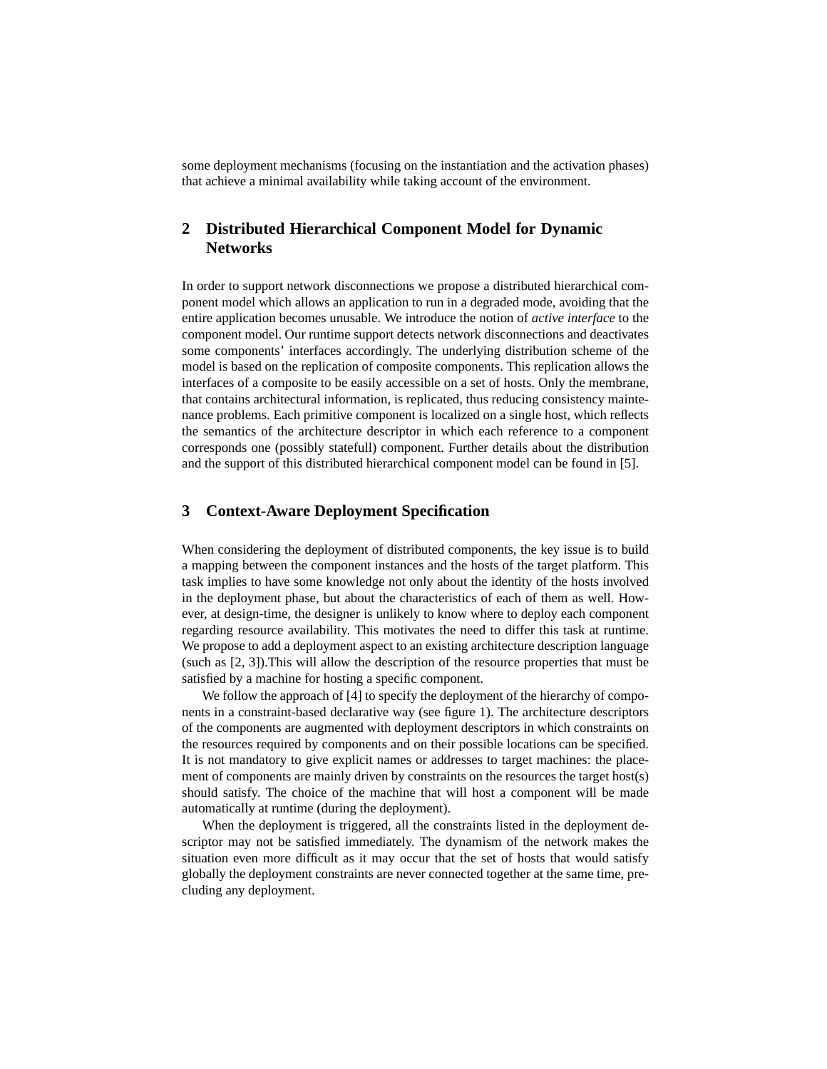some deployment mechanisms (focusing on the instantiation and the activation phases) that achieve a minimal availability while taking account of the environment.

## 2 Distributed Hierarchical Component Model for Dynamic Networks

In order to support network disconnections we propose a distributed hierarchical component model which allows an application to run in a degraded mode, avoiding that the entire application becomes unusable. We introduce the notion of *active interface* to the component model. Our runtime support detects network disconnections and deactivates some components' interfaces accordingly. The underlying distribution scheme of the model is based on the replication of composite components. This replication allows the interfaces of a composite to be easily accessible on a set of hosts. Only the membrane, that contains architectural information, is replicated, thus reducing consistency maintenance problems. Each primitive component is localized on a single host, which reflects the semantics of the architecture descriptor in which each reference to a component corresponds one (possibly statefull) component. Further details about the distribution and the support of this distributed hierarchical component model can be found in [5].

## 3 Context-Aware Deployment Specification

When considering the deployment of distributed components, the key issue is to build a mapping between the component instances and the hosts of the target platform. This task implies to have some knowledge not only about the identity of the hosts involved in the deployment phase, but about the characteristics of each of them as well. However, at design-time, the designer is unlikely to know where to deploy each component regarding resource availability. This motivates the need to differ this task at runtime. We propose to add a deployment aspect to an existing architecture description language (such as [2, 3]).This will allow the description of the resource properties that must be satisfied by a machine for hosting a specific component.

We follow the approach of [4] to specify the deployment of the hierarchy of components in a constraint-based declarative way (see figure 1). The architecture descriptors of the components are augmented with deployment descriptors in which constraints on the resources required by components and on their possible locations can be specified. It is not mandatory to give explicit names or addresses to target machines: the placement of components are mainly driven by constraints on the resources the target host(s) should satisfy. The choice of the machine that will host a component will be made automatically at runtime (during the deployment).

When the deployment is triggered, all the constraints listed in the deployment descriptor may not be satisfied immediately. The dynamism of the network makes the situation even more difficult as it may occur that the set of hosts that would satisfy globally the deployment constraints are never connected together at the same time, precluding any deployment.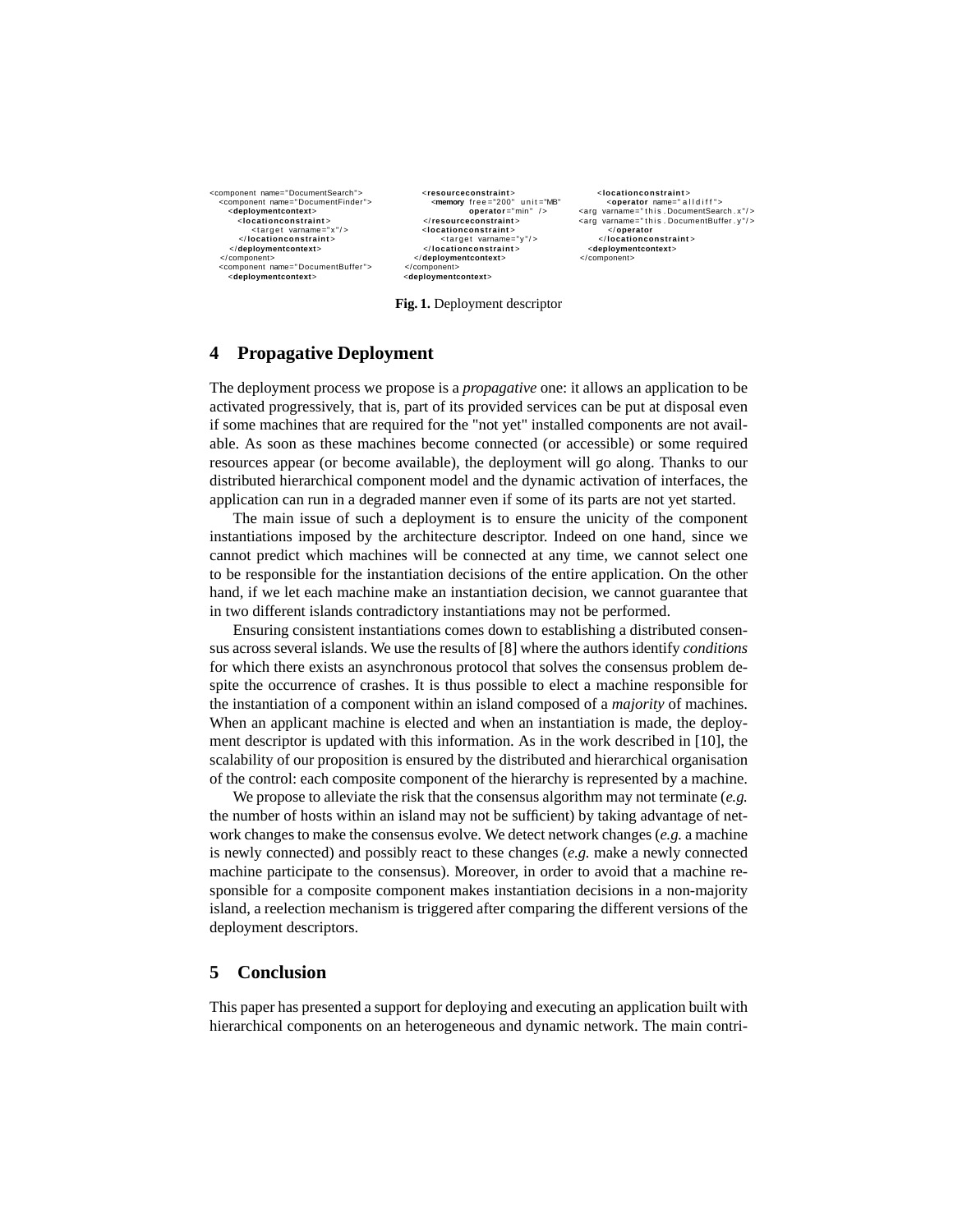```
<component name="DocumentSearch">
  <component name="DocumentFinder">
    <deploymentcontext>
      <locationconstraint>
        <target varname="x"/>
      </locationconstraint>
    </deploymentcontext>
  </component>
  <component name="DocumentBuffer">
    <deploymentcontext>
      <resourceconstraint>
        <memory free="200" unit="MB"
                operator="min" />
      </resourceconstraint>
      <locationconstraint>
        <target varname="y"/>
      </locationconstraint>
    </deploymentcontext>
  </component>
  <deploymentcontext>
    <locationconstraint>
      <operator name="alldiff">
        <arg varname="this.DocumentSearch.x"/>
        <arg varname="this.DocumentBuffer.y"/>
      </operator>
    </locationconstraint>
  </deploymentcontext>
</component>
```

**Fig. 1.** Deployment descriptor

## 4 Propagative Deployment

The deployment process we propose is a *propagative* one: it allows an application to be activated progressively, that is, part of its provided services can be put at disposal even if some machines that are required for the "not yet" installed components are not available. As soon as these machines become connected (or accessible) or some required resources appear (or become available), the deployment will go along. Thanks to our distributed hierarchical component model and the dynamic activation of interfaces, the application can run in a degraded manner even if some of its parts are not yet started.

The main issue of such a deployment is to ensure the unicity of the component instantiations imposed by the architecture descriptor. Indeed on one hand, since we cannot predict which machines will be connected at any time, we cannot select one to be responsible for the instantiation decisions of the entire application. On the other hand, if we let each machine make an instantiation decision, we cannot guarantee that in two different islands contradictory instantiations may not be performed.

Ensuring consistent instantiations comes down to establishing a distributed consensus across several islands. We use the results of [8] where the authors identify *conditions* for which there exists an asynchronous protocol that solves the consensus problem despite the occurrence of crashes. It is thus possible to elect a machine responsible for the instantiation of a component within an island composed of a *majority* of machines. When an applicant machine is elected and when an instantiation is made, the deployment descriptor is updated with this information. As in the work described in [10], the scalability of our proposition is ensured by the distributed and hierarchical organisation of the control: each composite component of the hierarchy is represented by a machine.

We propose to alleviate the risk that the consensus algorithm may not terminate (*e.g.* the number of hosts within an island may not be sufficient) by taking advantage of network changes to make the consensus evolve. We detect network changes (*e.g.* a machine is newly connected) and possibly react to these changes (*e.g.* make a newly connected machine participate to the consensus). Moreover, in order to avoid that a machine responsible for a composite component makes instantiation decisions in a non-majority island, a reelection mechanism is triggered after comparing the different versions of the deployment descriptors.

## 5 Conclusion

This paper has presented a support for deploying and executing an application built with hierarchical components on an heterogeneous and dynamic network. The main contri-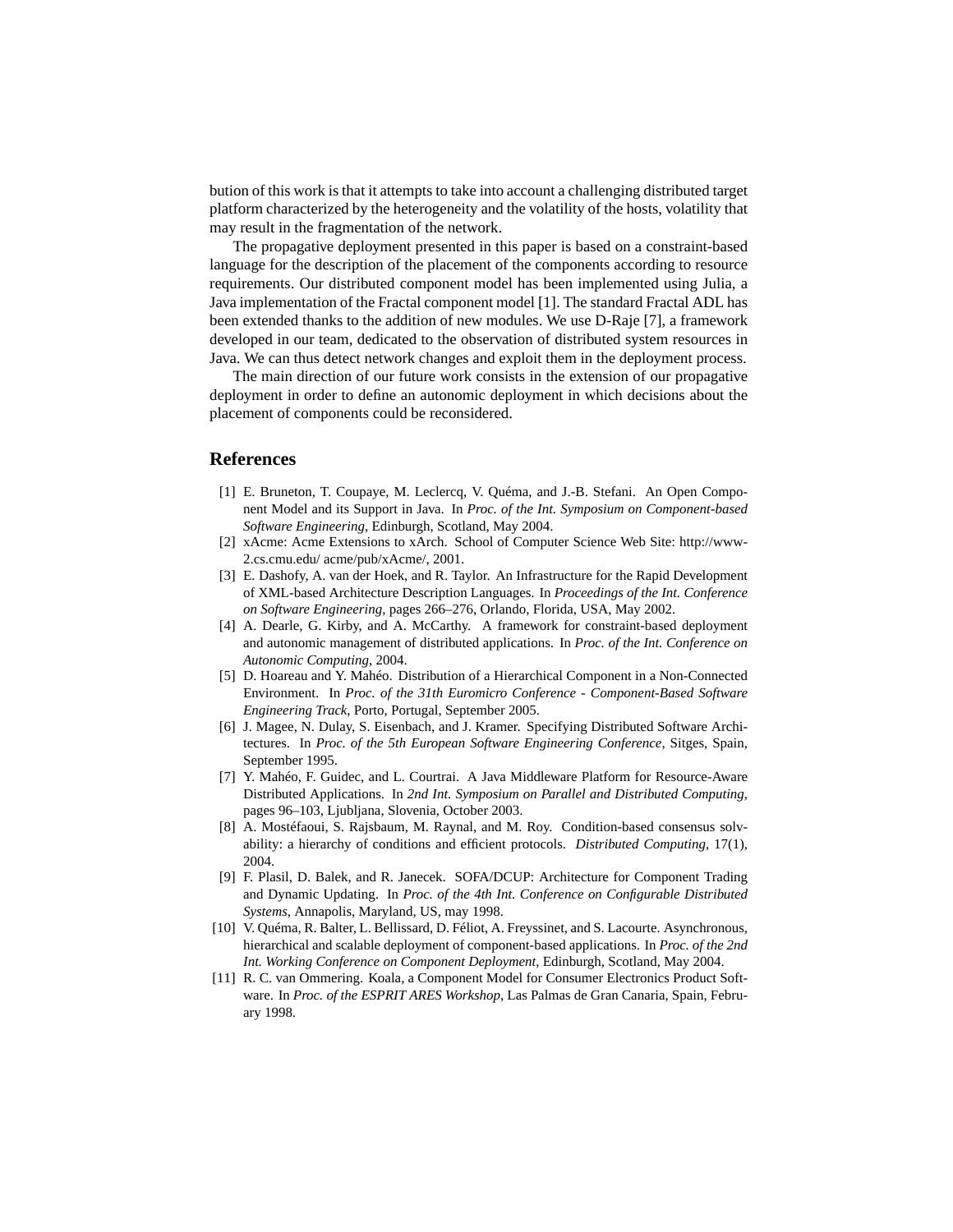bution of this work is that it attempts to take into account a challenging distributed target platform characterized by the heterogeneity and the volatility of the hosts, volatility that may result in the fragmentation of the network.

The propagative deployment presented in this paper is based on a constraint-based language for the description of the placement of the components according to resource requirements. Our distributed component model has been implemented using Julia, a Java implementation of the Fractal component model [1]. The standard Fractal ADL has been extended thanks to the addition of new modules. We use D-Raje [7], a framework developed in our team, dedicated to the observation of distributed system resources in Java. We can thus detect network changes and exploit them in the deployment process.

The main direction of our future work consists in the extension of our propagative deployment in order to define an autonomic deployment in which decisions about the placement of components could be reconsidered.

## References

[1] E. Bruneton, T. Coupaye, M. Leclercq, V. Quéma, and J.-B. Stefani. An Open Component Model and its Support in Java. In *Proc. of the Int. Symposium on Component-based Software Engineering*, Edinburgh, Scotland, May 2004.

[2] xAcme: Acme Extensions to xArch. School of Computer Science Web Site: http://www-2.cs.cmu.edu/ acme/pub/xAcme/, 2001.

[3] E. Dashofy, A. van der Hoek, and R. Taylor. An Infrastructure for the Rapid Development of XML-based Architecture Description Languages. In *Proceedings of the Int. Conference on Software Engineering*, pages 266–276, Orlando, Florida, USA, May 2002.

[4] A. Dearle, G. Kirby, and A. McCarthy. A framework for constraint-based deployment and autonomic management of distributed applications. In *Proc. of the Int. Conference on Autonomic Computing*, 2004.

[5] D. Hoareau and Y. Mahéo. Distribution of a Hierarchical Component in a Non-Connected Environment. In *Proc. of the 31th Euromicro Conference - Component-Based Software Engineering Track*, Porto, Portugal, September 2005.

[6] J. Magee, N. Dulay, S. Eisenbach, and J. Kramer. Specifying Distributed Software Architectures. In *Proc. of the 5th European Software Engineering Conference*, Sitges, Spain, September 1995.

[7] Y. Mahéo, F. Guidec, and L. Courtrai. A Java Middleware Platform for Resource-Aware Distributed Applications. In *2nd Int. Symposium on Parallel and Distributed Computing*, pages 96–103, Ljubljana, Slovenia, October 2003.

[8] A. Mostéfaoui, S. Rajsbaum, M. Raynal, and M. Roy. Condition-based consensus solvability: a hierarchy of conditions and efficient protocols. *Distributed Computing*, 17(1), 2004.

[9] F. Plasil, D. Balek, and R. Janecek. SOFA/DCUP: Architecture for Component Trading and Dynamic Updating. In *Proc. of the 4th Int. Conference on Configurable Distributed Systems*, Annapolis, Maryland, US, may 1998.

[10] V. Quéma, R. Balter, L. Bellissard, D. Féliot, A. Freyssinet, and S. Lacourte. Asynchronous, hierarchical and scalable deployment of component-based applications. In *Proc. of the 2nd Int. Working Conference on Component Deployment*, Edinburgh, Scotland, May 2004.

[11] R. C. van Ommering. Koala, a Component Model for Consumer Electronics Product Software. In *Proc. of the ESPRIT ARES Workshop*, Las Palmas de Gran Canaria, Spain, February 1998.